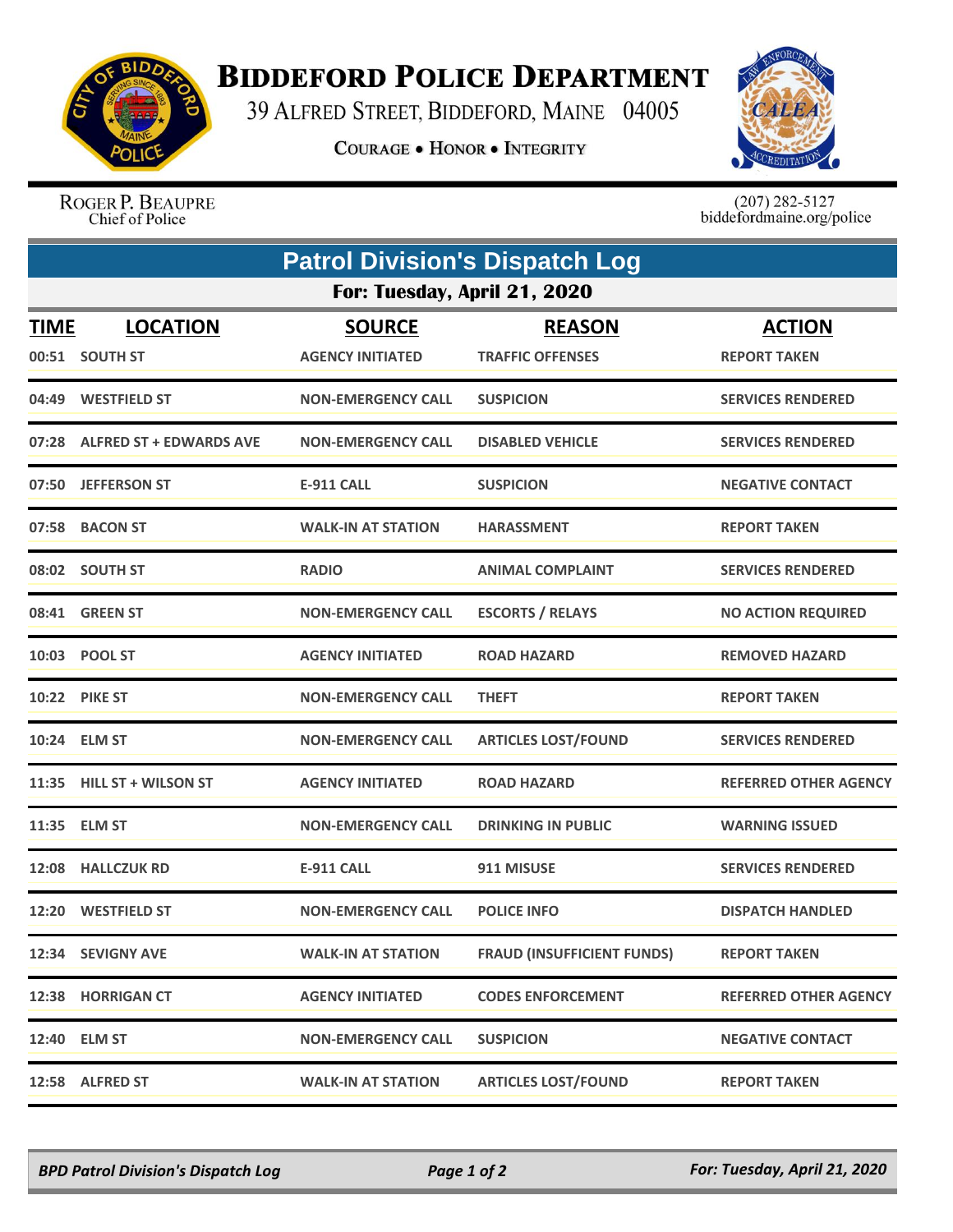# BIDDEFORD POLICE DEPARTMENT

39 ALFRED STREET, BIDDEFORD, MAINE 04005

COURAGE • HONOR • INTEGRITY

ROGER P. BEAUPRE
Chief of Police

(207) 282-5127
biddefordmaine.org/police

## Patrol Division's Dispatch Log

### For: Tuesday, April 21, 2020

| TIME | LOCATION | SOURCE | REASON | ACTION |
|---|---|---|---|---|
| 00:51 | SOUTH ST | AGENCY INITIATED | TRAFFIC OFFENSES | REPORT TAKEN |
| 04:49 | WESTFIELD ST | NON-EMERGENCY CALL | SUSPICION | SERVICES RENDERED |
| 07:28 | ALFRED ST + EDWARDS AVE | NON-EMERGENCY CALL | DISABLED VEHICLE | SERVICES RENDERED |
| 07:50 | JEFFERSON ST | E-911 CALL | SUSPICION | NEGATIVE CONTACT |
| 07:58 | BACON ST | WALK-IN AT STATION | HARASSMENT | REPORT TAKEN |
| 08:02 | SOUTH ST | RADIO | ANIMAL COMPLAINT | SERVICES RENDERED |
| 08:41 | GREEN ST | NON-EMERGENCY CALL | ESCORTS / RELAYS | NO ACTION REQUIRED |
| 10:03 | POOL ST | AGENCY INITIATED | ROAD HAZARD | REMOVED HAZARD |
| 10:22 | PIKE ST | NON-EMERGENCY CALL | THEFT | REPORT TAKEN |
| 10:24 | ELM ST | NON-EMERGENCY CALL | ARTICLES LOST/FOUND | SERVICES RENDERED |
| 11:35 | HILL ST + WILSON ST | AGENCY INITIATED | ROAD HAZARD | REFERRED OTHER AGENCY |
| 11:35 | ELM ST | NON-EMERGENCY CALL | DRINKING IN PUBLIC | WARNING ISSUED |
| 12:08 | HALLCZUK RD | E-911 CALL | 911 MISUSE | SERVICES RENDERED |
| 12:20 | WESTFIELD ST | NON-EMERGENCY CALL | POLICE INFO | DISPATCH HANDLED |
| 12:34 | SEVIGNY AVE | WALK-IN AT STATION | FRAUD (INSUFFICIENT FUNDS) | REPORT TAKEN |
| 12:38 | HORRIGAN CT | AGENCY INITIATED | CODES ENFORCEMENT | REFERRED OTHER AGENCY |
| 12:40 | ELM ST | NON-EMERGENCY CALL | SUSPICION | NEGATIVE CONTACT |
| 12:58 | ALFRED ST | WALK-IN AT STATION | ARTICLES LOST/FOUND | REPORT TAKEN |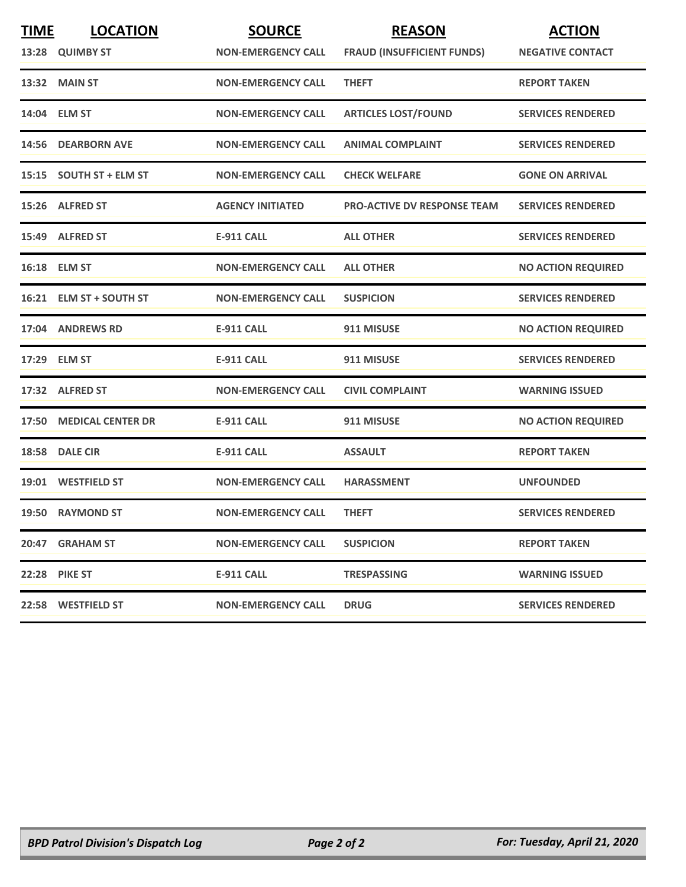| TIME | LOCATION | SOURCE | REASON | ACTION |
|---|---|---|---|---|
| 13:28 | QUIMBY ST | NON-EMERGENCY CALL | FRAUD (INSUFFICIENT FUNDS) | NEGATIVE CONTACT |
| 13:32 | MAIN ST | NON-EMERGENCY CALL | THEFT | REPORT TAKEN |
| 14:04 | ELM ST | NON-EMERGENCY CALL | ARTICLES LOST/FOUND | SERVICES RENDERED |
| 14:56 | DEARBORN AVE | NON-EMERGENCY CALL | ANIMAL COMPLAINT | SERVICES RENDERED |
| 15:15 | SOUTH ST + ELM ST | NON-EMERGENCY CALL | CHECK WELFARE | GONE ON ARRIVAL |
| 15:26 | ALFRED ST | AGENCY INITIATED | PRO-ACTIVE DV RESPONSE TEAM | SERVICES RENDERED |
| 15:49 | ALFRED ST | E-911 CALL | ALL OTHER | SERVICES RENDERED |
| 16:18 | ELM ST | NON-EMERGENCY CALL | ALL OTHER | NO ACTION REQUIRED |
| 16:21 | ELM ST + SOUTH ST | NON-EMERGENCY CALL | SUSPICION | SERVICES RENDERED |
| 17:04 | ANDREWS RD | E-911 CALL | 911 MISUSE | NO ACTION REQUIRED |
| 17:29 | ELM ST | E-911 CALL | 911 MISUSE | SERVICES RENDERED |
| 17:32 | ALFRED ST | NON-EMERGENCY CALL | CIVIL COMPLAINT | WARNING ISSUED |
| 17:50 | MEDICAL CENTER DR | E-911 CALL | 911 MISUSE | NO ACTION REQUIRED |
| 18:58 | DALE CIR | E-911 CALL | ASSAULT | REPORT TAKEN |
| 19:01 | WESTFIELD ST | NON-EMERGENCY CALL | HARASSMENT | UNFOUNDED |
| 19:50 | RAYMOND ST | NON-EMERGENCY CALL | THEFT | SERVICES RENDERED |
| 20:47 | GRAHAM ST | NON-EMERGENCY CALL | SUSPICION | REPORT TAKEN |
| 22:28 | PIKE ST | E-911 CALL | TRESPASSING | WARNING ISSUED |
| 22:58 | WESTFIELD ST | NON-EMERGENCY CALL | DRUG | SERVICES RENDERED |

*BPD Patrol Division's Dispatch Log* — *For: Tuesday, April 21, 2020*